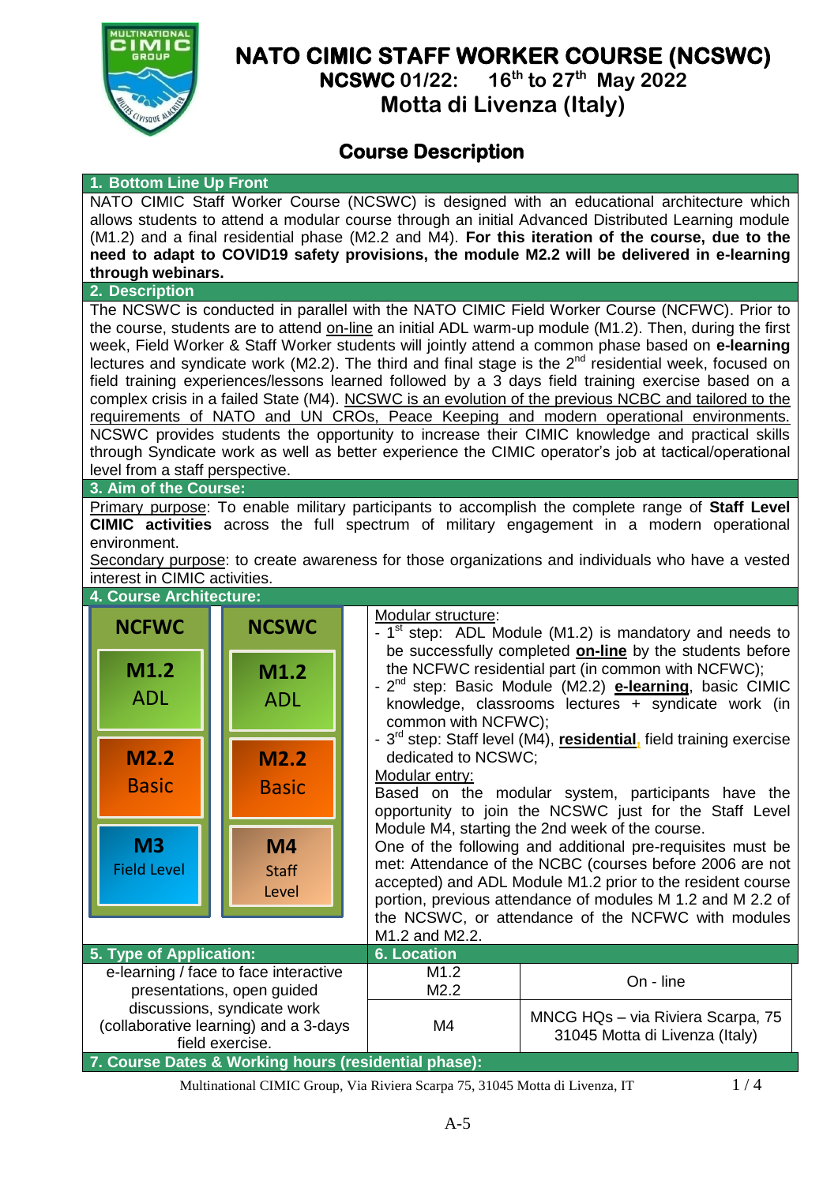# NATO CIMIC STAFF WORKER COURSE (NCSWC)

## NCSWC 01/22: 16th to 27th May 2022

## Motta di Livenza (Italy)

## Course Description

### 1. Bottom Line Up Front

NATO CIMIC Staff Worker Course (NCSWC) is designed with an educational architecture which allows students to attend a modular course through an initial Advanced Distributed Learning module (M1.2) and a final residential phase (M2.2 and M4). **For this iteration of the course, due to the need to adapt to COVID19 safety provisions, the module M2.2 will be delivered in e-learning through webinars.**

### 2. Description

The NCSWC is conducted in parallel with the NATO CIMIC Field Worker Course (NCFWC). Prior to the course, students are to attend on-line an initial ADL warm-up module (M1.2). Then, during the first week, Field Worker & Staff Worker students will jointly attend a common phase based on **e-learning** lectures and syndicate work (M2.2). The third and final stage is the 2nd residential week, focused on field training experiences/lessons learned followed by a 3 days field training exercise based on a complex crisis in a failed State (M4). NCSWC is an evolution of the previous NCBC and tailored to the requirements of NATO and UN CROs, Peace Keeping and modern operational environments. NCSWC provides students the opportunity to increase their CIMIC knowledge and practical skills through Syndicate work as well as better experience the CIMIC operator's job at tactical/operational level from a staff perspective.

### 3. Aim of the Course:

Primary purpose: To enable military participants to accomplish the complete range of **Staff Level CIMIC activities** across the full spectrum of military engagement in a modern operational environment.

Secondary purpose: to create awareness for those organizations and individuals who have a vested interest in CIMIC activities.

### 4. Course Architecture:

| NCFWC | NCSWC |
|---|---|
| M1.2 ADL | M1.2 ADL |
| M2.2 Basic | M2.2 Basic |
| M3 Field Level | M4 Staff Level |

Modular structure:

- 1st step: ADL Module (M1.2) is mandatory and needs to be successfully completed **on-line** by the students before the NCFWC residential part (in common with NCFWC);
- 2nd step: Basic Module (M2.2) **e-learning**, basic CIMIC knowledge, classrooms lectures + syndicate work (in common with NCFWC);
- 3rd step: Staff level (M4), **residential**, field training exercise dedicated to NCSWC;

Modular entry:

Based on the modular system, participants have the opportunity to join the NCSWC just for the Staff Level Module M4, starting the 2nd week of the course.

One of the following and additional pre-requisites must be met: Attendance of the NCBC (courses before 2006 are not accepted) and ADL Module M1.2 prior to the resident course portion, previous attendance of modules M 1.2 and M 2.2 of the NCSWC, or attendance of the NCFWC with modules M1.2 and M2.2.

| 5. Type of Application: | 6. Location | |
|---|---|---|
| e-learning / face to face interactive presentations, open guided discussions, syndicate work (collaborative learning) and a 3-days field exercise. | M1.2<br>M2.2 | On - line |
| | M4 | MNCG HQs – via Riviera Scarpa, 75<br>31045 Motta di Livenza (Italy) |

### 7. Course Dates & Working hours (residential phase):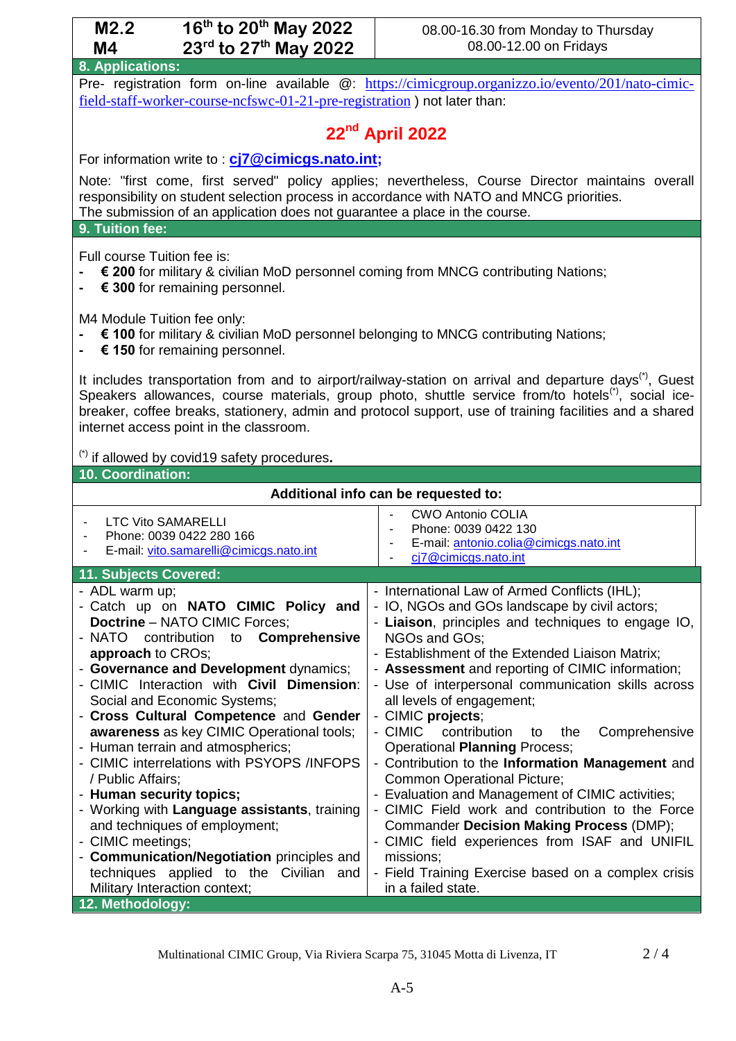| M2.2 | 16th to 20th May 2022 | 08.00-16.30 from Monday to Thursday |
|---|---|---|
| M4 | 23rd to 27th May 2022 | 08.00-12.00 on Fridays |

## 8. Applications:

Pre- registration form on-line available @: https://cimicgroup.organizzo.io/evento/201/nato-cimic-field-staff-worker-course-ncfswc-01-21-pre-registration ) not later than:

**22nd April 2022**

For information write to : **cj7@cimicgs.nato.int;**

Note: "first come, first served" policy applies; nevertheless, Course Director maintains overall responsibility on student selection process in accordance with NATO and MNCG priorities.
The submission of an application does not guarantee a place in the course.

## 9. Tuition fee:

Full course Tuition fee is:

- **€ 200** for military & civilian MoD personnel coming from MNCG contributing Nations;
- **€ 300** for remaining personnel.

M4 Module Tuition fee only:

- **€ 100** for military & civilian MoD personnel belonging to MNCG contributing Nations;
- **€ 150** for remaining personnel.

It includes transportation from and to airport/railway-station on arrival and departure days(*), Guest Speakers allowances, course materials, group photo, shuttle service from/to hotels(*), social ice-breaker, coffee breaks, stationery, admin and protocol support, use of training facilities and a shared internet access point in the classroom.

(*) if allowed by covid19 safety procedures.

## 10. Coordination:

**Additional info can be requested to:**

| | |
|---|---|
| - LTC Vito SAMARELLI<br>- Phone: 0039 0422 280 166<br>- E-mail: vito.samarelli@cimicgs.nato.int | - CWO Antonio COLIA<br>- Phone: 0039 0422 130<br>- E-mail: antonio.colia@cimicgs.nato.int<br>- cj7@cimicgs.nato.int |

## 11. Subjects Covered:

- ADL warm up;
- Catch up on **NATO CIMIC Policy and Doctrine** – NATO CIMIC Forces;
- NATO contribution to **Comprehensive approach** to CROs;
- **Governance and Development** dynamics;
- CIMIC Interaction with **Civil Dimension**: Social and Economic Systems;
- **Cross Cultural Competence** and **Gender awareness** as key CIMIC Operational tools;
- Human terrain and atmospherics;
- CIMIC interrelations with PSYOPS /INFOPS / Public Affairs;
- **Human security topics;**
- Working with **Language assistants**, training and techniques of employment;
- CIMIC meetings;
- **Communication/Negotiation** principles and techniques applied to the Civilian and Military Interaction context;
- International Law of Armed Conflicts (IHL);
- IO, NGOs and GOs landscape by civil actors;
- **Liaison**, principles and techniques to engage IO, NGOs and GOs;
- Establishment of the Extended Liaison Matrix;
- **Assessment** and reporting of CIMIC information;
- Use of interpersonal communication skills across all levels of engagement;
- CIMIC **projects**;
- CIMIC contribution to the Comprehensive Operational **Planning** Process;
- Contribution to the **Information Management** and Common Operational Picture;
- Evaluation and Management of CIMIC activities;
- CIMIC Field work and contribution to the Force Commander **Decision Making Process** (DMP);
- CIMIC field experiences from ISAF and UNIFIL missions;
- Field Training Exercise based on a complex crisis in a failed state.

## 12. Methodology: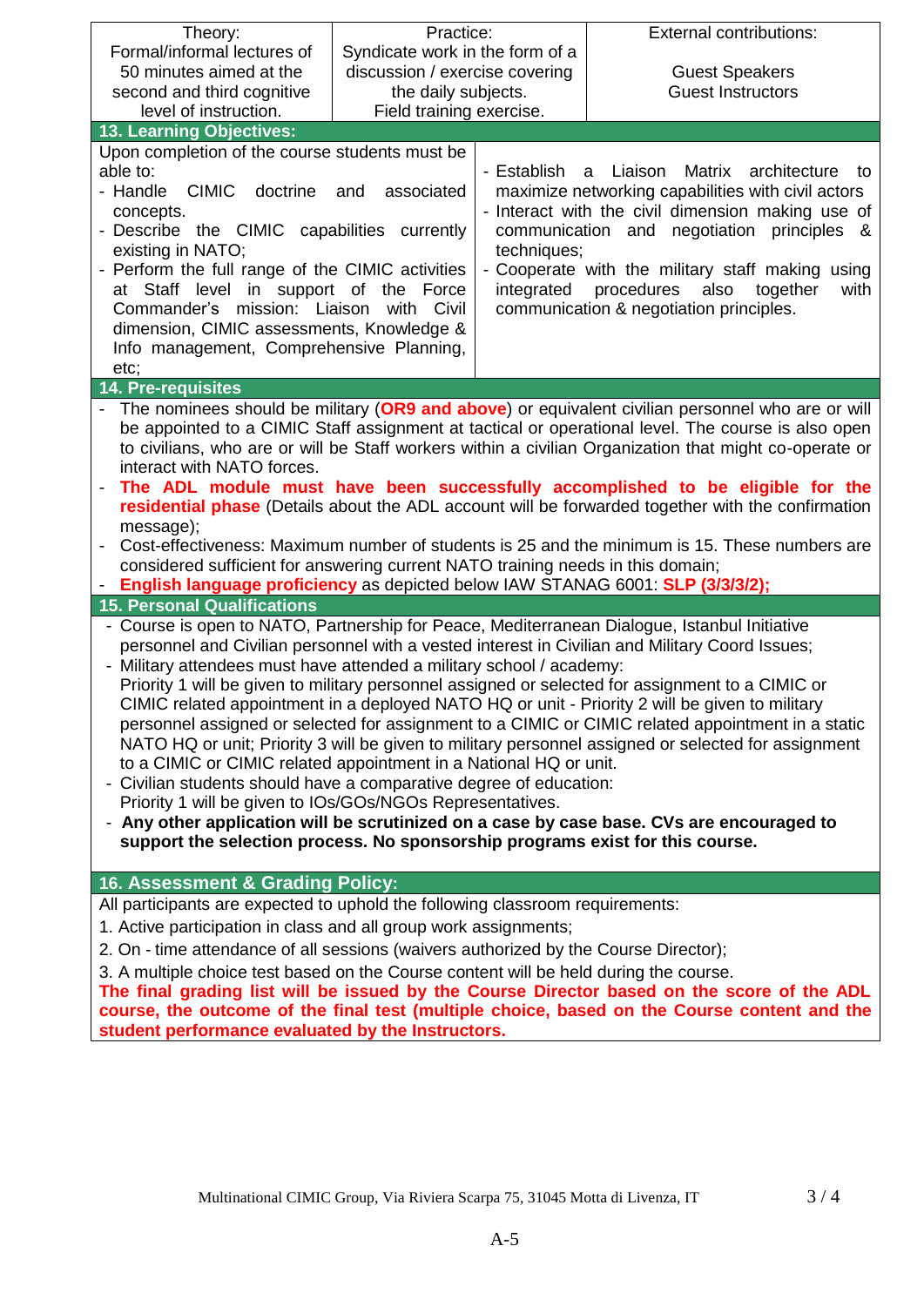| Theory: | Practice: | External contributions: |
|---|---|---|
| Formal/informal lectures of 50 minutes aimed at the second and third cognitive level of instruction. | Syndicate work in the form of a discussion / exercise covering the daily subjects. Field training exercise. | Guest Speakers<br>Guest Instructors |

## 13. Learning Objectives:

Upon completion of the course students must be able to:

- Handle CIMIC doctrine and associated concepts.
- Describe the CIMIC capabilities currently existing in NATO;
- Perform the full range of the CIMIC activities at Staff level in support of the Force Commander's mission: Liaison with Civil dimension, CIMIC assessments, Knowledge & Info management, Comprehensive Planning, etc;
- Establish a Liaison Matrix architecture to maximize networking capabilities with civil actors
- Interact with the civil dimension making use of communication and negotiation principles & techniques;
- Cooperate with the military staff making using integrated procedures also together with communication & negotiation principles.

## 14. Pre-requisites

- The nominees should be military (**OR9 and above**) or equivalent civilian personnel who are or will be appointed to a CIMIC Staff assignment at tactical or operational level. The course is also open to civilians, who are or will be Staff workers within a civilian Organization that might co-operate or interact with NATO forces.
- **The ADL module must have been successfully accomplished to be eligible for the residential phase** (Details about the ADL account will be forwarded together with the confirmation message);
- Cost-effectiveness: Maximum number of students is 25 and the minimum is 15. These numbers are considered sufficient for answering current NATO training needs in this domain;
- **English language proficiency** as depicted below IAW STANAG 6001: **SLP (3/3/3/2);**

## 15. Personal Qualifications

- Course is open to NATO, Partnership for Peace, Mediterranean Dialogue, Istanbul Initiative personnel and Civilian personnel with a vested interest in Civilian and Military Coord Issues;
- Military attendees must have attended a military school / academy:
  Priority 1 will be given to military personnel assigned or selected for assignment to a CIMIC or CIMIC related appointment in a deployed NATO HQ or unit - Priority 2 will be given to military personnel assigned or selected for assignment to a CIMIC or CIMIC related appointment in a static NATO HQ or unit; Priority 3 will be given to military personnel assigned or selected for assignment to a CIMIC or CIMIC related appointment in a National HQ or unit.
- Civilian students should have a comparative degree of education:
  Priority 1 will be given to IOs/GOs/NGOs Representatives.
- **Any other application will be scrutinized on a case by case base. CVs are encouraged to support the selection process. No sponsorship programs exist for this course.**

## 16. Assessment & Grading Policy:

All participants are expected to uphold the following classroom requirements:

1. Active participation in class and all group work assignments;
2. On - time attendance of all sessions (waivers authorized by the Course Director);
3. A multiple choice test based on the Course content will be held during the course.

**The final grading list will be issued by the Course Director based on the score of the ADL course, the outcome of the final test (multiple choice, based on the Course content and the student performance evaluated by the Instructors.**

Multinational CIMIC Group, Via Riviera Scarpa 75, 31045 Motta di Livenza, IT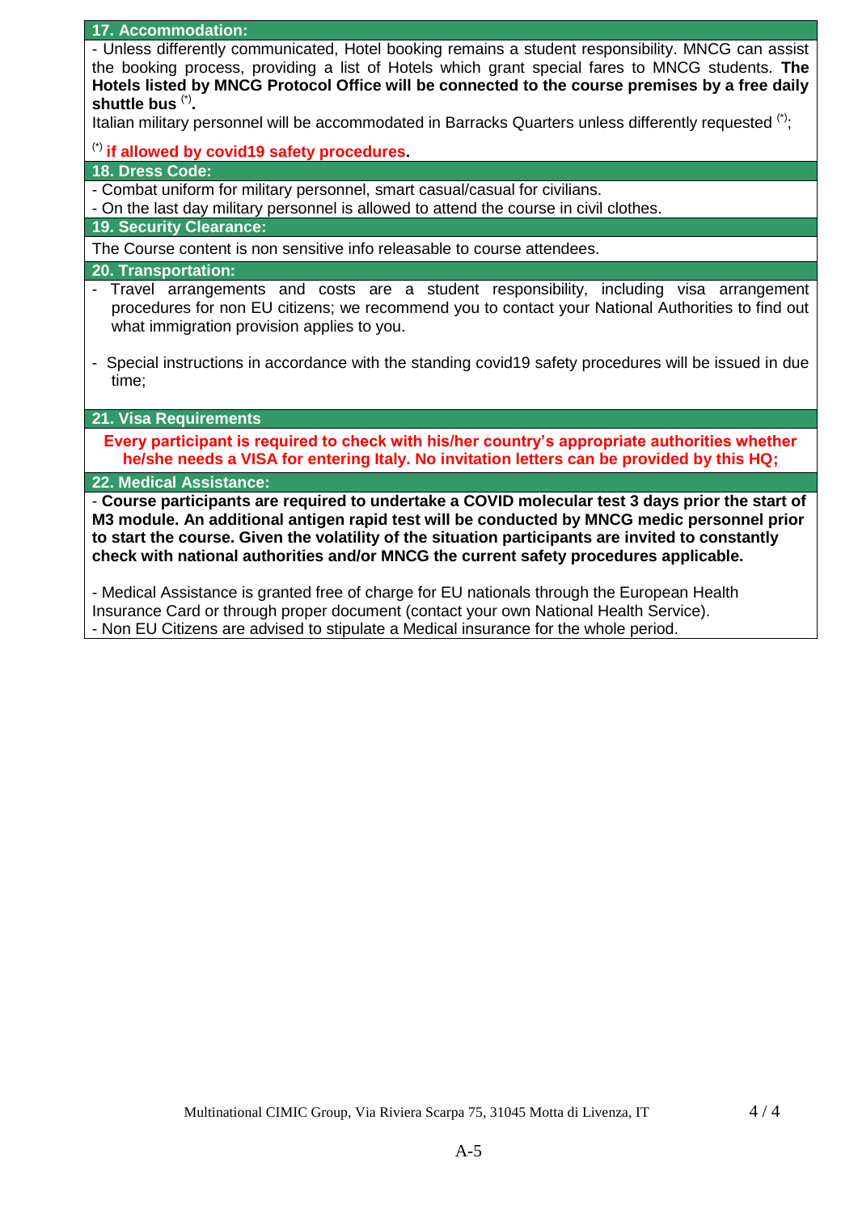## 17. Accommodation:

- Unless differently communicated, Hotel booking remains a student responsibility. MNCG can assist the booking process, providing a list of Hotels which grant special fares to MNCG students. **The Hotels listed by MNCG Protocol Office will be connected to the course premises by a free daily shuttle bus (*).**

Italian military personnel will be accommodated in Barracks Quarters unless differently requested (*);

(*) **if allowed by covid19 safety procedures.**

## 18. Dress Code:

- Combat uniform for military personnel, smart casual/casual for civilians.
- On the last day military personnel is allowed to attend the course in civil clothes.

## 19. Security Clearance:

The Course content is non sensitive info releasable to course attendees.

## 20. Transportation:

- Travel arrangements and costs are a student responsibility, including visa arrangement procedures for non EU citizens; we recommend you to contact your National Authorities to find out what immigration provision applies to you.

- Special instructions in accordance with the standing covid19 safety procedures will be issued in due time;

## 21. Visa Requirements

**Every participant is required to check with his/her country's appropriate authorities whether he/she needs a VISA for entering Italy. No invitation letters can be provided by this HQ;**

## 22. Medical Assistance:

- **Course participants are required to undertake a COVID molecular test 3 days prior the start of M3 module. An additional antigen rapid test will be conducted by MNCG medic personnel prior to start the course. Given the volatility of the situation participants are invited to constantly check with national authorities and/or MNCG the current safety procedures applicable.**

- Medical Assistance is granted free of charge for EU nationals through the European Health Insurance Card or through proper document (contact your own National Health Service).
- Non EU Citizens are advised to stipulate a Medical insurance for the whole period.